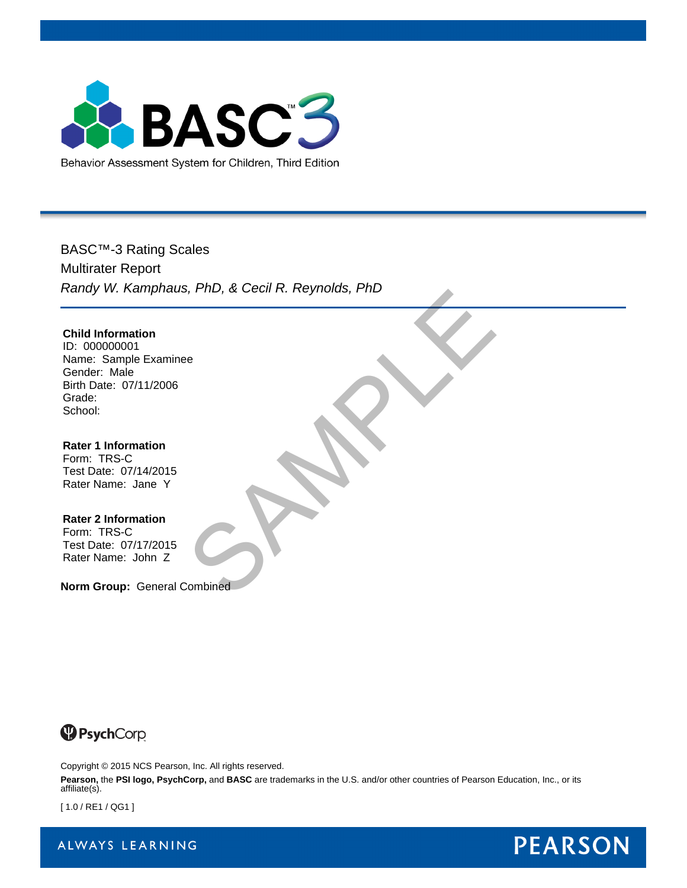# BASC™3

Behavior Assessment System for Children, Third Edition

BASC™-3 Rating Scales

Multirater Report

*Randy W. Kamphaus, PhD, & Cecil R. Reynolds, PhD*

**Child Information**

ID: 000000001
Name: Sample Examinee
Gender: Male
Birth Date: 07/11/2006
Grade:
School:

**Rater 1 Information**

Form: TRS-C
Test Date: 07/14/2015
Rater Name: Jane Y

**Rater 2 Information**

Form: TRS-C
Test Date: 07/17/2015
Rater Name: John Z

**Norm Group:** General Combined

PsychCorp

Copyright © 2015 NCS Pearson, Inc. All rights reserved.

**Pearson,** the **PSI logo, PsychCorp,** and **BASC** are trademarks in the U.S. and/or other countries of Pearson Education, Inc., or its affiliate(s).

[ 1.0 / RE1 / QG1 ]

ALWAYS LEARNING

PEARSON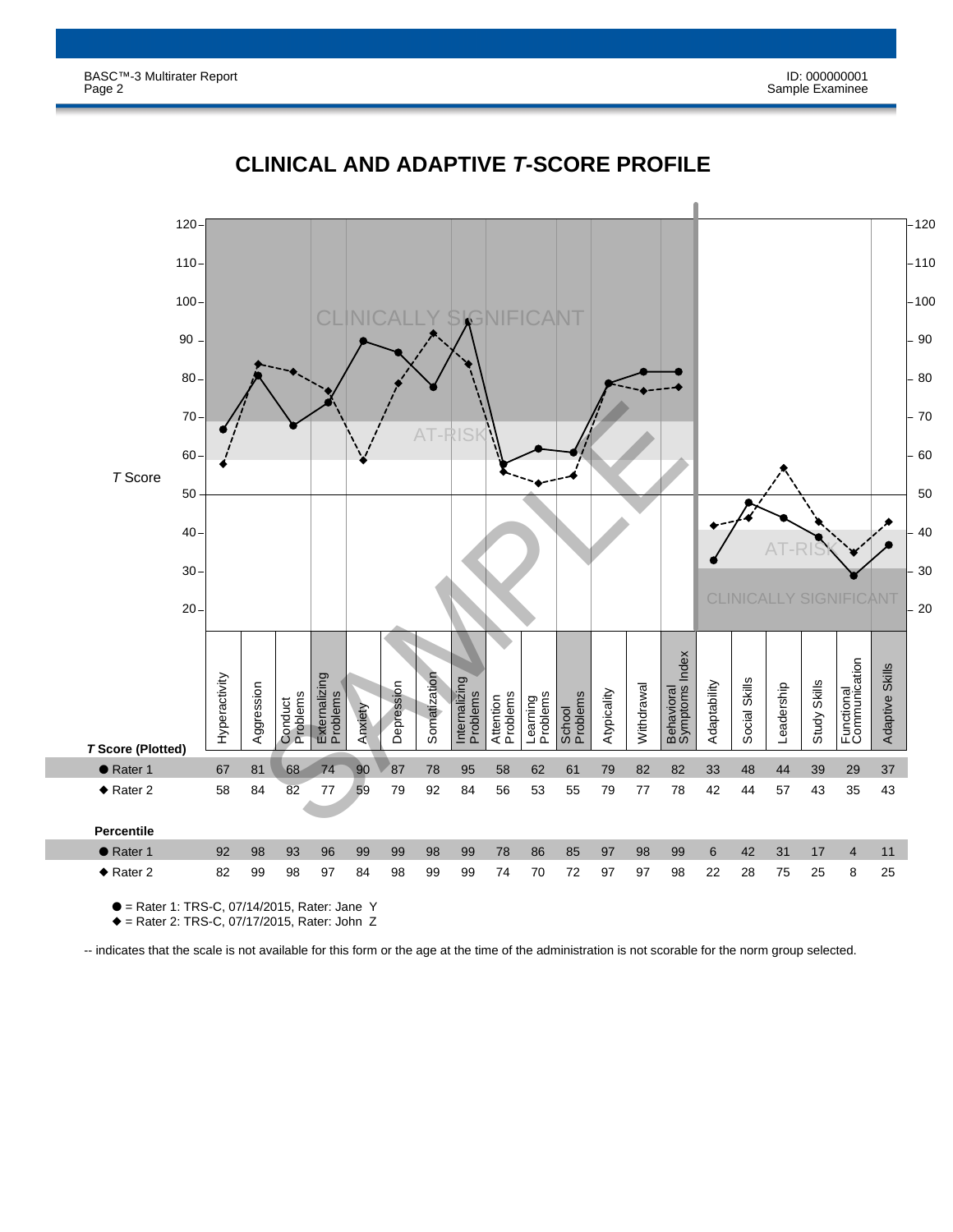# CLINICAL AND ADAPTIVE *T*-SCORE PROFILE

| | Hyperactivity | Aggression | Conduct Problems | Externalizing Problems | Anxiety | Depression | Somatization | Internalizing Problems | Attention Problems | Learning Problems | School Problems | Atypicality | Withdrawal | Behavioral Symptoms Index | Adaptability | Social Skills | Leadership | Study Skills | Functional Communication | Adaptive Skills |
|---|---|---|---|---|---|---|---|---|---|---|---|---|---|---|---|---|---|---|---|---|
| ***T* Score (Plotted)** | | | | | | | | | | | | | | | | | | | | |
| ● Rater 1 | 67 | 81 | 68 | 74 | 90 | 87 | 78 | 95 | 58 | 62 | 61 | 79 | 82 | 82 | 33 | 48 | 44 | 39 | 29 | 37 |
| ◆ Rater 2 | 58 | 84 | 82 | 77 | 59 | 79 | 92 | 84 | 56 | 53 | 55 | 79 | 77 | 78 | 42 | 44 | 57 | 43 | 35 | 43 |
| **Percentile** | | | | | | | | | | | | | | | | | | | | |
| ● Rater 1 | 92 | 98 | 93 | 96 | 99 | 99 | 98 | 99 | 78 | 86 | 85 | 97 | 98 | 99 | 6 | 42 | 31 | 17 | 4 | 11 |
| ◆ Rater 2 | 82 | 99 | 98 | 97 | 84 | 98 | 99 | 99 | 74 | 70 | 72 | 97 | 97 | 98 | 22 | 28 | 75 | 25 | 8 | 25 |

● = Rater 1: TRS-C, 07/14/2015, Rater: Jane Y
◆ = Rater 2: TRS-C, 07/17/2015, Rater: John Z

-- indicates that the scale is not available for this form or the age at the time of the administration is not scorable for the norm group selected.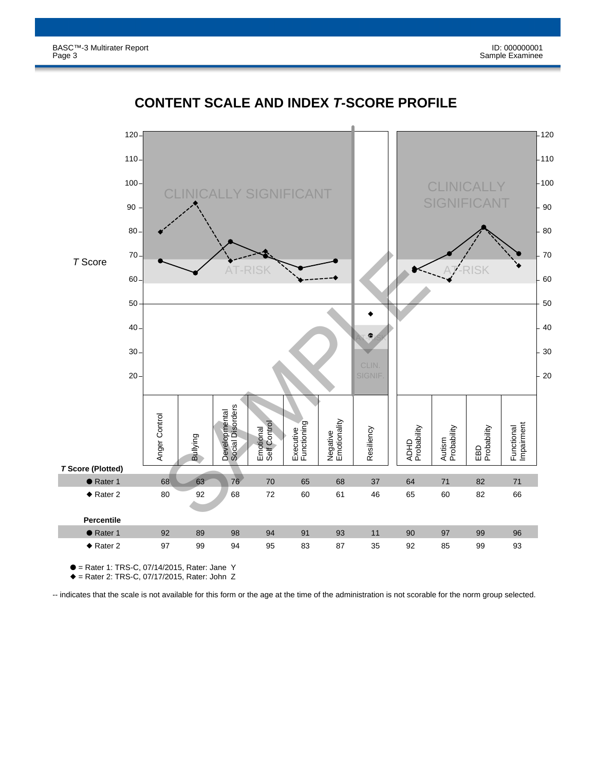# CONTENT SCALE AND INDEX *T*-SCORE PROFILE

| | Anger Control | Bullying | Developmental Social Disorders | Emotional Self Control | Executive Functioning | Negative Emotionality | Resiliency | ADHD Probability | Autism Probability | EBD Probability | Functional Impairment |
|---|---|---|---|---|---|---|---|---|---|---|---|
| ***T* Score (Plotted)** | | | | | | | | | | | |
| ● Rater 1 | 68 | 63 | 76 | 70 | 65 | 68 | 37 | 64 | 71 | 82 | 71 |
| ◆ Rater 2 | 80 | 92 | 68 | 72 | 60 | 61 | 46 | 65 | 60 | 82 | 66 |
| **Percentile** | | | | | | | | | | | |
| ● Rater 1 | 92 | 89 | 98 | 94 | 91 | 93 | 11 | 90 | 97 | 99 | 96 |
| ◆ Rater 2 | 97 | 99 | 94 | 95 | 83 | 87 | 35 | 92 | 85 | 99 | 93 |

● = Rater 1: TRS-C, 07/14/2015, Rater: Jane Y
◆ = Rater 2: TRS-C, 07/17/2015, Rater: John Z

-- indicates that the scale is not available for this form or the age at the time of the administration is not scorable for the norm group selected.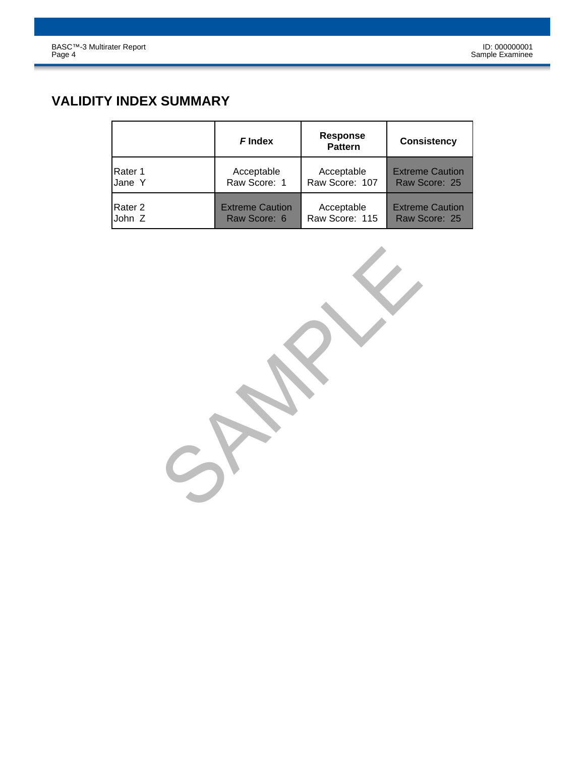## VALIDITY INDEX SUMMARY

| | *F* Index | Response Pattern | Consistency |
|---|---|---|---|
| Rater 1<br>Jane Y | Acceptable<br>Raw Score: 1 | Acceptable<br>Raw Score: 107 | Extreme Caution<br>Raw Score: 25 |
| Rater 2<br>John Z | Extreme Caution<br>Raw Score: 6 | Acceptable<br>Raw Score: 115 | Extreme Caution<br>Raw Score: 25 |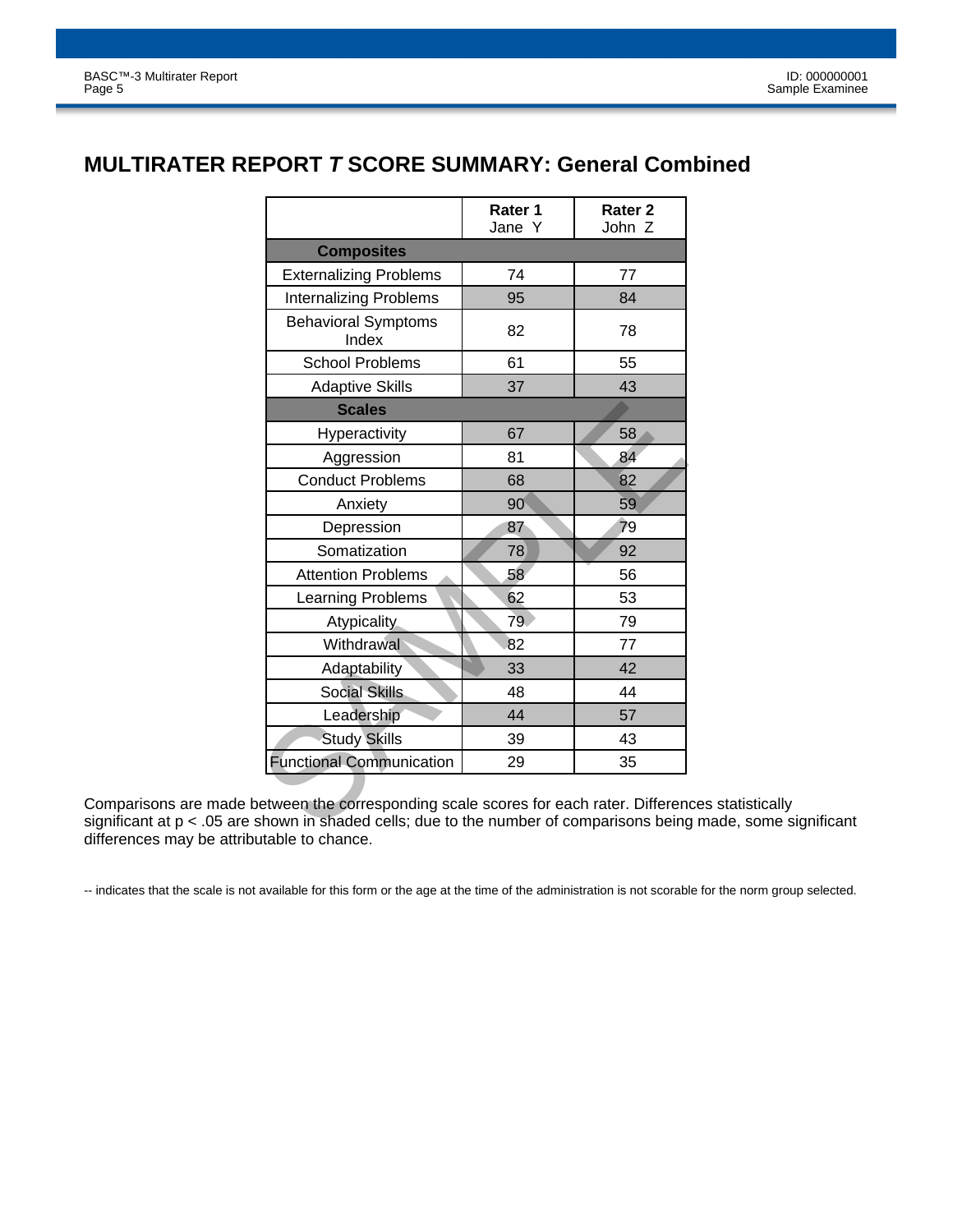## MULTIRATER REPORT *T* SCORE SUMMARY: General Combined

| | Rater 1<br>Jane Y | Rater 2<br>John Z |
|---|---|---|
| **Composites** | | |
| Externalizing Problems | 74 | 77 |
| Internalizing Problems | 95 | 84 |
| Behavioral Symptoms Index | 82 | 78 |
| School Problems | 61 | 55 |
| Adaptive Skills | 37 | 43 |
| **Scales** | | |
| Hyperactivity | 67 | 58 |
| Aggression | 81 | 84 |
| Conduct Problems | 68 | 82 |
| Anxiety | 90 | 59 |
| Depression | 87 | 79 |
| Somatization | 78 | 92 |
| Attention Problems | 58 | 56 |
| Learning Problems | 62 | 53 |
| Atypicality | 79 | 79 |
| Withdrawal | 82 | 77 |
| Adaptability | 33 | 42 |
| Social Skills | 48 | 44 |
| Leadership | 44 | 57 |
| Study Skills | 39 | 43 |
| Functional Communication | 29 | 35 |

Comparisons are made between the corresponding scale scores for each rater. Differences statistically significant at $p < .05$ are shown in shaded cells; due to the number of comparisons being made, some significant differences may be attributable to chance.

-- indicates that the scale is not available for this form or the age at the time of the administration is not scorable for the norm group selected.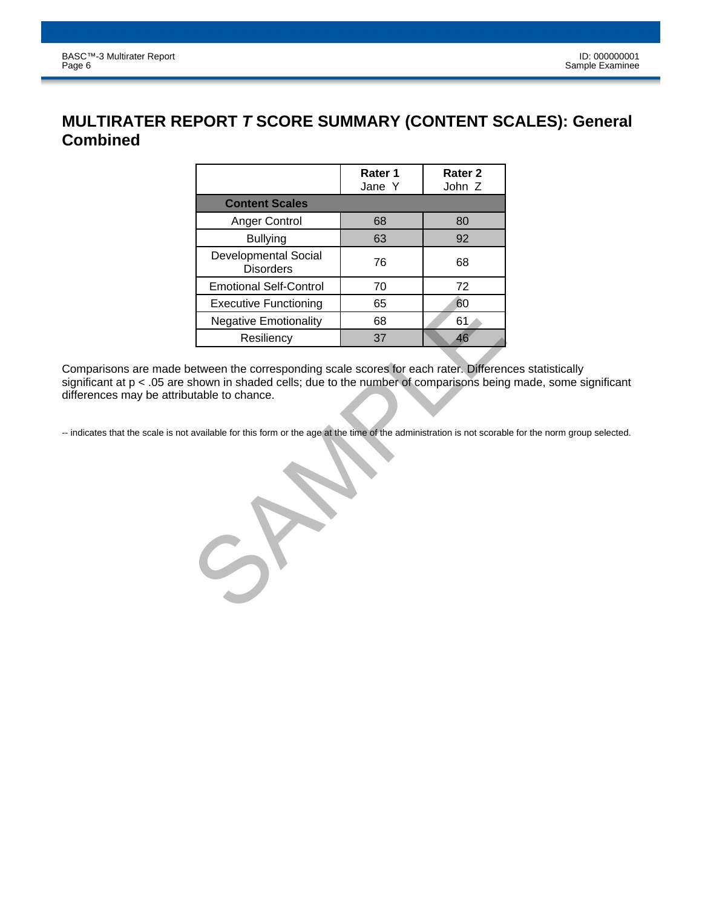# MULTIRATER REPORT *T* SCORE SUMMARY (CONTENT SCALES): General Combined

| | Rater 1 Jane Y | Rater 2 John Z |
|---|---|---|
| **Content Scales** | | |
| Anger Control | 68 | 80 |
| Bullying | 63 | 92 |
| Developmental Social Disorders | 76 | 68 |
| Emotional Self-Control | 70 | 72 |
| Executive Functioning | 65 | 60 |
| Negative Emotionality | 68 | 61 |
| Resiliency | 37 | 46 |

Comparisons are made between the corresponding scale scores for each rater. Differences statistically significant at $p < .05$ are shown in shaded cells; due to the number of comparisons being made, some significant differences may be attributable to chance.

-- indicates that the scale is not available for this form or the age at the time of the administration is not scorable for the norm group selected.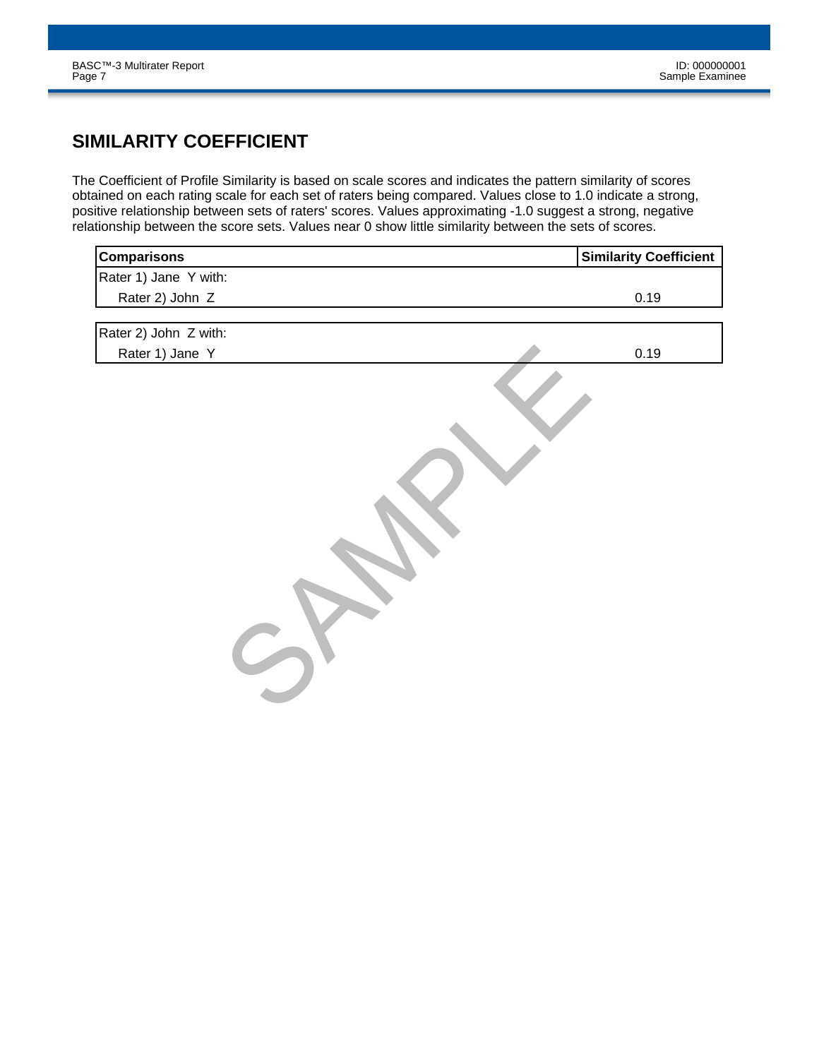## SIMILARITY COEFFICIENT

The Coefficient of Profile Similarity is based on scale scores and indicates the pattern similarity of scores obtained on each rating scale for each set of raters being compared. Values close to 1.0 indicate a strong, positive relationship between sets of raters' scores. Values approximating -1.0 suggest a strong, negative relationship between the score sets. Values near 0 show little similarity between the sets of scores.

| Comparisons | Similarity Coefficient |
|---|---|
| Rater 1) Jane Y with: | |
| Rater 2) John Z | 0.19 |
| Rater 2) John Z with: | |
| Rater 1) Jane Y | 0.19 |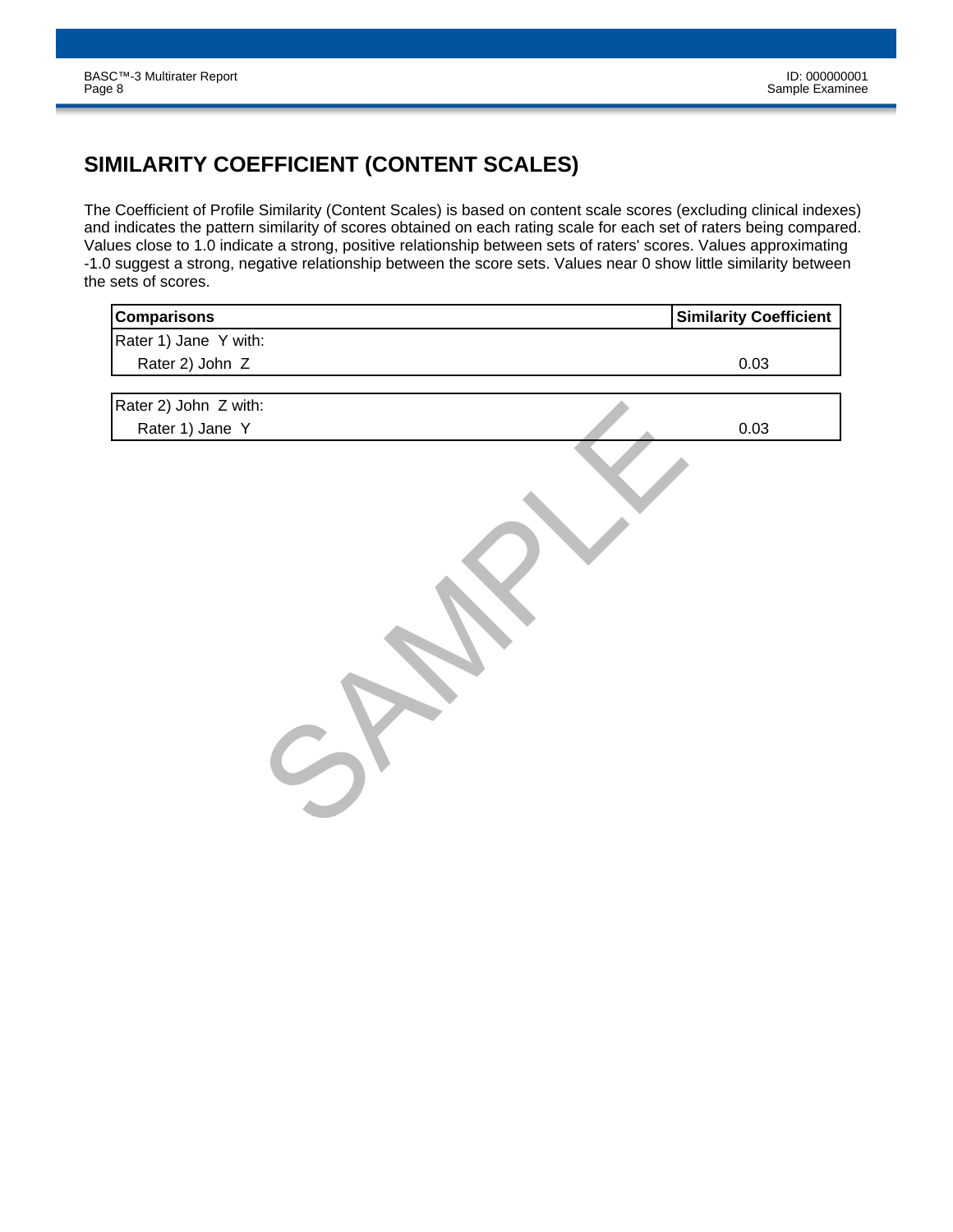## SIMILARITY COEFFICIENT (CONTENT SCALES)

The Coefficient of Profile Similarity (Content Scales) is based on content scale scores (excluding clinical indexes) and indicates the pattern similarity of scores obtained on each rating scale for each set of raters being compared. Values close to 1.0 indicate a strong, positive relationship between sets of raters' scores. Values approximating -1.0 suggest a strong, negative relationship between the score sets. Values near 0 show little similarity between the sets of scores.

| Comparisons | Similarity Coefficient |
|---|---|
| Rater 1) Jane Y with: | |
| Rater 2) John Z | 0.03 |

| Comparisons | Similarity Coefficient |
|---|---|
| Rater 2) John Z with: | |
| Rater 1) Jane Y | 0.03 |

SAMPLE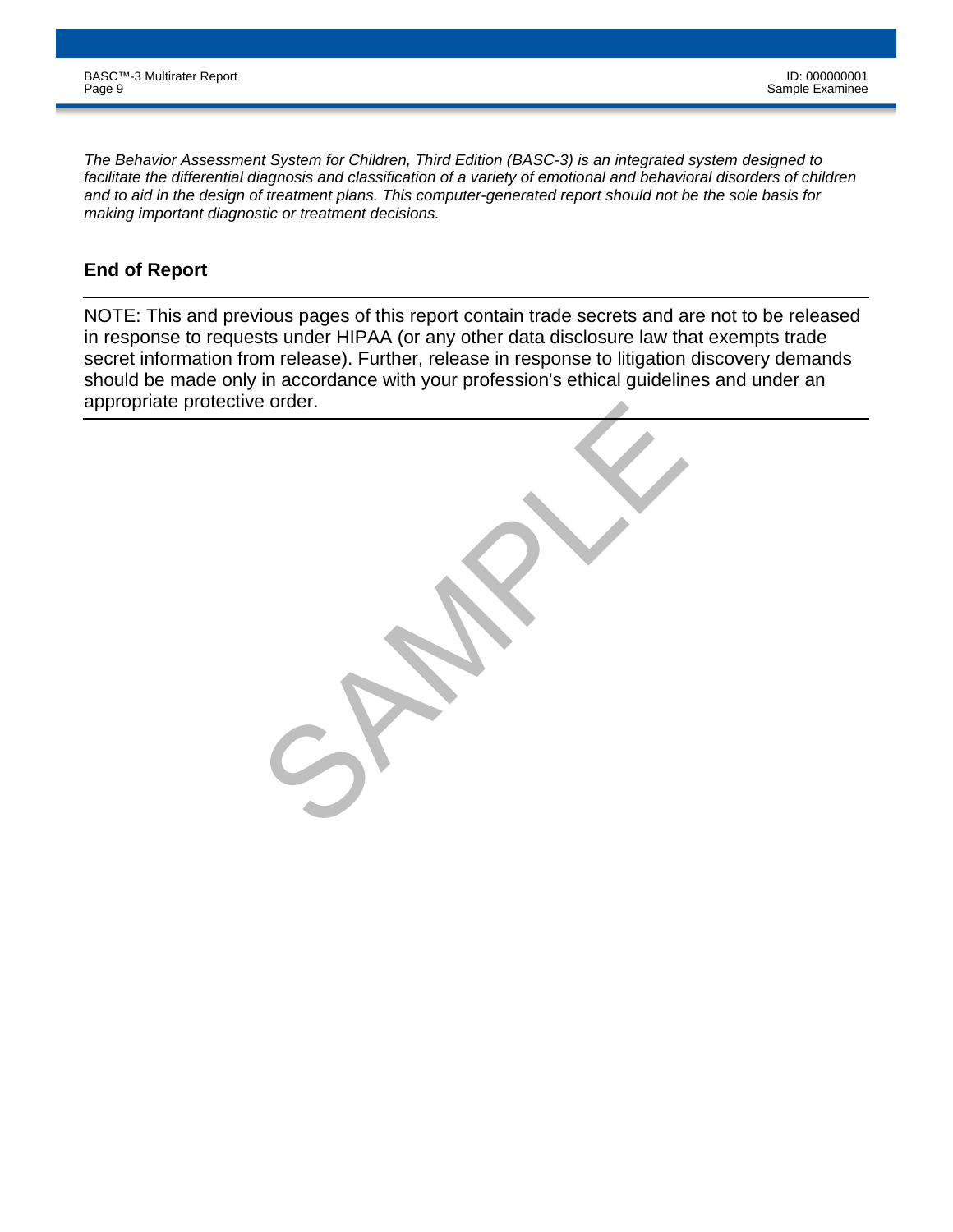*The Behavior Assessment System for Children, Third Edition (BASC-3) is an integrated system designed to facilitate the differential diagnosis and classification of a variety of emotional and behavioral disorders of children and to aid in the design of treatment plans. This computer-generated report should not be the sole basis for making important diagnostic or treatment decisions.*

## End of Report

NOTE: This and previous pages of this report contain trade secrets and are not to be released in response to requests under HIPAA (or any other data disclosure law that exempts trade secret information from release). Further, release in response to litigation discovery demands should be made only in accordance with your profession's ethical guidelines and under an appropriate protective order.